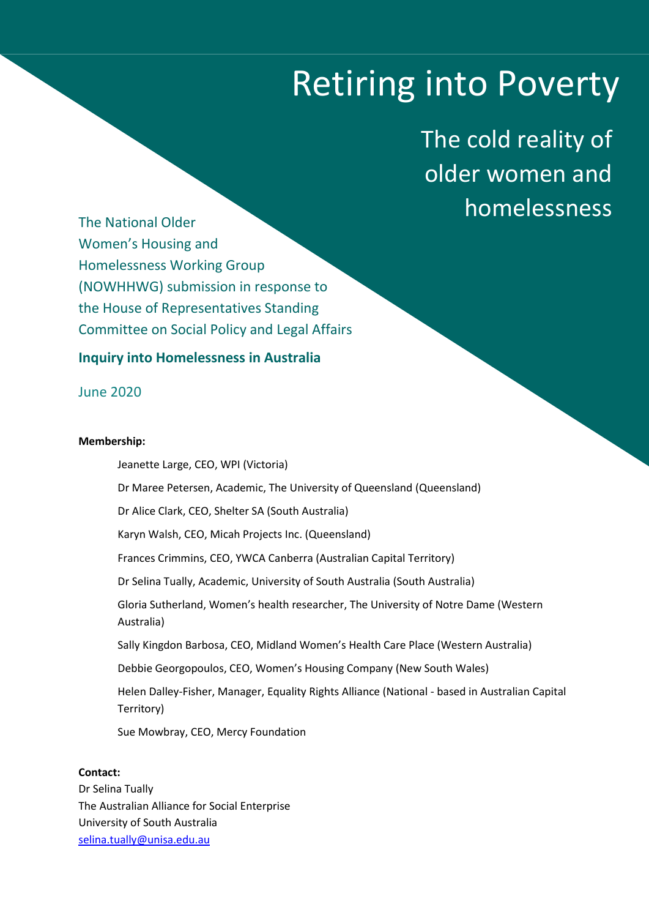# Retiring into Poverty

## The cold reality of older women and homelessness

The National Older Women's Housing and Homelessness Working Group (NOWHHWG) submission in response to the House of Representatives Standing Committee on Social Policy and Legal Affairs

**Inquiry into Homelessness in Australia**

June 2020

**Membership:**

- Jeanette Large, CEO, WPI (Victoria)
- Dr Maree Petersen, Academic, The University of Queensland (Queensland)
- Dr Alice Clark, CEO, Shelter SA (South Australia)
- Karyn Walsh, CEO, Micah Projects Inc. (Queensland)
- Frances Crimmins, CEO, YWCA Canberra (Australian Capital Territory)
- Dr Selina Tually, Academic, University of South Australia (South Australia)
- Gloria Sutherland, Women's health researcher, The University of Notre Dame (Western Australia)
- Sally Kingdon Barbosa, CEO, Midland Women's Health Care Place (Western Australia)
- Debbie Georgopoulos, CEO, Women's Housing Company (New South Wales)
- Helen Dalley-Fisher, Manager, Equality Rights Alliance (National - based in Australian Capital Territory)
- Sue Mowbray, CEO, Mercy Foundation

**Contact:**
Dr Selina Tually
The Australian Alliance for Social Enterprise
University of South Australia
selina.tually@unisa.edu.au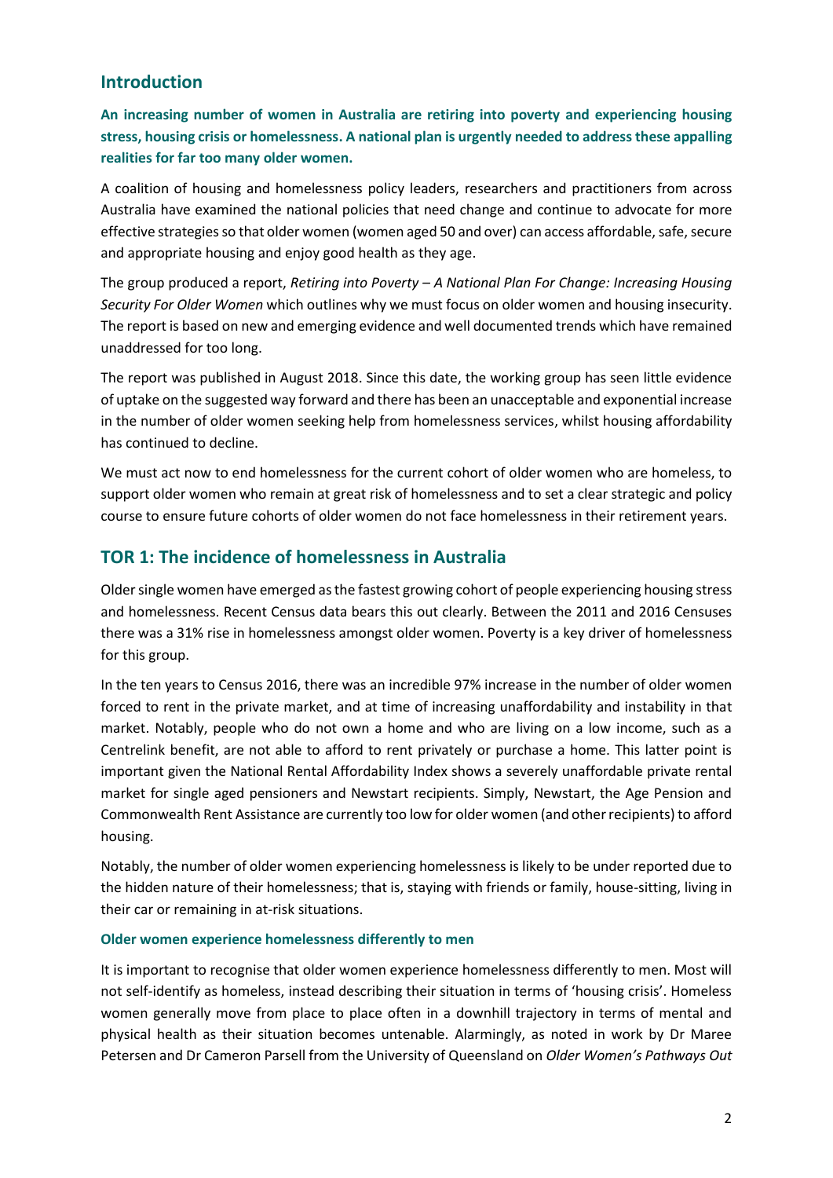## Introduction

**An increasing number of women in Australia are retiring into poverty and experiencing housing stress, housing crisis or homelessness. A national plan is urgently needed to address these appalling realities for far too many older women.**

A coalition of housing and homelessness policy leaders, researchers and practitioners from across Australia have examined the national policies that need change and continue to advocate for more effective strategies so that older women (women aged 50 and over) can access affordable, safe, secure and appropriate housing and enjoy good health as they age.

The group produced a report, *Retiring into Poverty – A National Plan For Change: Increasing Housing Security For Older Women* which outlines why we must focus on older women and housing insecurity. The report is based on new and emerging evidence and well documented trends which have remained unaddressed for too long.

The report was published in August 2018. Since this date, the working group has seen little evidence of uptake on the suggested way forward and there has been an unacceptable and exponential increase in the number of older women seeking help from homelessness services, whilst housing affordability has continued to decline.

We must act now to end homelessness for the current cohort of older women who are homeless, to support older women who remain at great risk of homelessness and to set a clear strategic and policy course to ensure future cohorts of older women do not face homelessness in their retirement years.

## TOR 1: The incidence of homelessness in Australia

Older single women have emerged as the fastest growing cohort of people experiencing housing stress and homelessness. Recent Census data bears this out clearly. Between the 2011 and 2016 Censuses there was a 31% rise in homelessness amongst older women. Poverty is a key driver of homelessness for this group.

In the ten years to Census 2016, there was an incredible 97% increase in the number of older women forced to rent in the private market, and at time of increasing unaffordability and instability in that market. Notably, people who do not own a home and who are living on a low income, such as a Centrelink benefit, are not able to afford to rent privately or purchase a home. This latter point is important given the National Rental Affordability Index shows a severely unaffordable private rental market for single aged pensioners and Newstart recipients. Simply, Newstart, the Age Pension and Commonwealth Rent Assistance are currently too low for older women (and other recipients) to afford housing.

Notably, the number of older women experiencing homelessness is likely to be under reported due to the hidden nature of their homelessness; that is, staying with friends or family, house-sitting, living in their car or remaining in at-risk situations.

### Older women experience homelessness differently to men

It is important to recognise that older women experience homelessness differently to men. Most will not self-identify as homeless, instead describing their situation in terms of 'housing crisis'. Homeless women generally move from place to place often in a downhill trajectory in terms of mental and physical health as their situation becomes untenable. Alarmingly, as noted in work by Dr Maree Petersen and Dr Cameron Parsell from the University of Queensland on *Older Women's Pathways Out*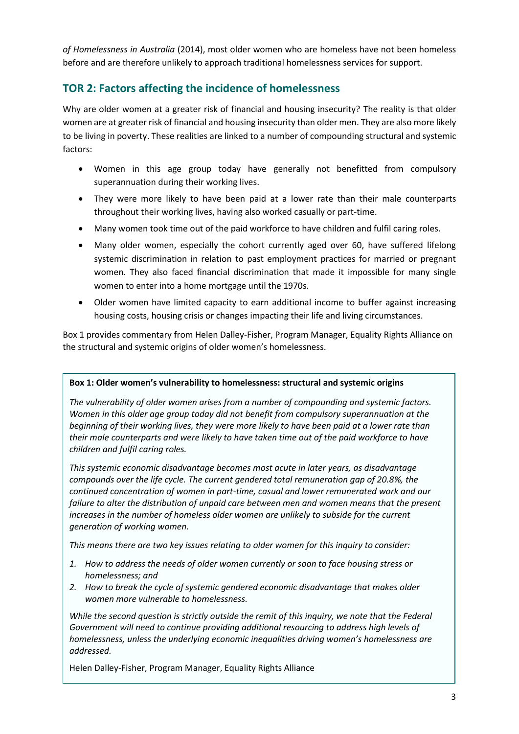*of Homelessness in Australia* (2014), most older women who are homeless have not been homeless before and are therefore unlikely to approach traditional homelessness services for support.

## TOR 2: Factors affecting the incidence of homelessness

Why are older women at a greater risk of financial and housing insecurity? The reality is that older women are at greater risk of financial and housing insecurity than older men. They are also more likely to be living in poverty. These realities are linked to a number of compounding structural and systemic factors:

- Women in this age group today have generally not benefitted from compulsory superannuation during their working lives.
- They were more likely to have been paid at a lower rate than their male counterparts throughout their working lives, having also worked casually or part-time.
- Many women took time out of the paid workforce to have children and fulfil caring roles.
- Many older women, especially the cohort currently aged over 60, have suffered lifelong systemic discrimination in relation to past employment practices for married or pregnant women. They also faced financial discrimination that made it impossible for many single women to enter into a home mortgage until the 1970s.
- Older women have limited capacity to earn additional income to buffer against increasing housing costs, housing crisis or changes impacting their life and living circumstances.

Box 1 provides commentary from Helen Dalley-Fisher, Program Manager, Equality Rights Alliance on the structural and systemic origins of older women's homelessness.

**Box 1: Older women's vulnerability to homelessness: structural and systemic origins**

*The vulnerability of older women arises from a number of compounding and systemic factors. Women in this older age group today did not benefit from compulsory superannuation at the beginning of their working lives, they were more likely to have been paid at a lower rate than their male counterparts and were likely to have taken time out of the paid workforce to have children and fulfil caring roles.*

*This systemic economic disadvantage becomes most acute in later years, as disadvantage compounds over the life cycle. The current gendered total remuneration gap of 20.8%, the continued concentration of women in part-time, casual and lower remunerated work and our failure to alter the distribution of unpaid care between men and women means that the present increases in the number of homeless older women are unlikely to subside for the current generation of working women.*

*This means there are two key issues relating to older women for this inquiry to consider:*

1. *How to address the needs of older women currently or soon to face housing stress or homelessness; and*
2. *How to break the cycle of systemic gendered economic disadvantage that makes older women more vulnerable to homelessness.*

*While the second question is strictly outside the remit of this inquiry, we note that the Federal Government will need to continue providing additional resourcing to address high levels of homelessness, unless the underlying economic inequalities driving women's homelessness are addressed.*

Helen Dalley-Fisher, Program Manager, Equality Rights Alliance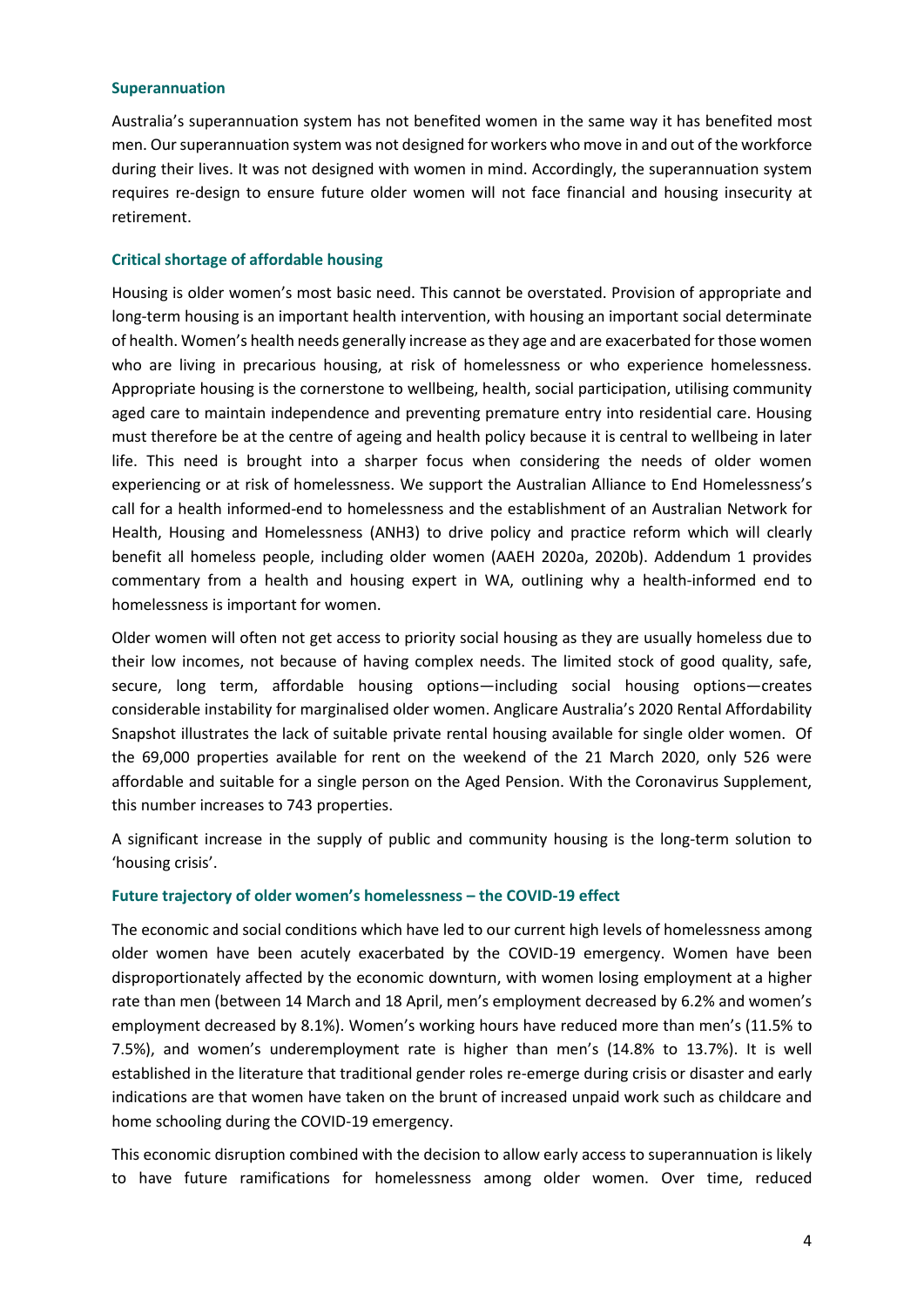### Superannuation

Australia's superannuation system has not benefited women in the same way it has benefited most men. Our superannuation system was not designed for workers who move in and out of the workforce during their lives. It was not designed with women in mind. Accordingly, the superannuation system requires re-design to ensure future older women will not face financial and housing insecurity at retirement.

### Critical shortage of affordable housing

Housing is older women's most basic need. This cannot be overstated. Provision of appropriate and long-term housing is an important health intervention, with housing an important social determinate of health. Women's health needs generally increase as they age and are exacerbated for those women who are living in precarious housing, at risk of homelessness or who experience homelessness. Appropriate housing is the cornerstone to wellbeing, health, social participation, utilising community aged care to maintain independence and preventing premature entry into residential care. Housing must therefore be at the centre of ageing and health policy because it is central to wellbeing in later life. This need is brought into a sharper focus when considering the needs of older women experiencing or at risk of homelessness. We support the Australian Alliance to End Homelessness's call for a health informed-end to homelessness and the establishment of an Australian Network for Health, Housing and Homelessness (ANH3) to drive policy and practice reform which will clearly benefit all homeless people, including older women (AAEH 2020a, 2020b). Addendum 1 provides commentary from a health and housing expert in WA, outlining why a health-informed end to homelessness is important for women.

Older women will often not get access to priority social housing as they are usually homeless due to their low incomes, not because of having complex needs. The limited stock of good quality, safe, secure, long term, affordable housing options—including social housing options—creates considerable instability for marginalised older women. Anglicare Australia's 2020 Rental Affordability Snapshot illustrates the lack of suitable private rental housing available for single older women. Of the 69,000 properties available for rent on the weekend of the 21 March 2020, only 526 were affordable and suitable for a single person on the Aged Pension. With the Coronavirus Supplement, this number increases to 743 properties.

A significant increase in the supply of public and community housing is the long-term solution to 'housing crisis'.

### Future trajectory of older women's homelessness – the COVID-19 effect

The economic and social conditions which have led to our current high levels of homelessness among older women have been acutely exacerbated by the COVID-19 emergency. Women have been disproportionately affected by the economic downturn, with women losing employment at a higher rate than men (between 14 March and 18 April, men's employment decreased by 6.2% and women's employment decreased by 8.1%). Women's working hours have reduced more than men's (11.5% to 7.5%), and women's underemployment rate is higher than men's (14.8% to 13.7%). It is well established in the literature that traditional gender roles re-emerge during crisis or disaster and early indications are that women have taken on the brunt of increased unpaid work such as childcare and home schooling during the COVID-19 emergency.

This economic disruption combined with the decision to allow early access to superannuation is likely to have future ramifications for homelessness among older women. Over time, reduced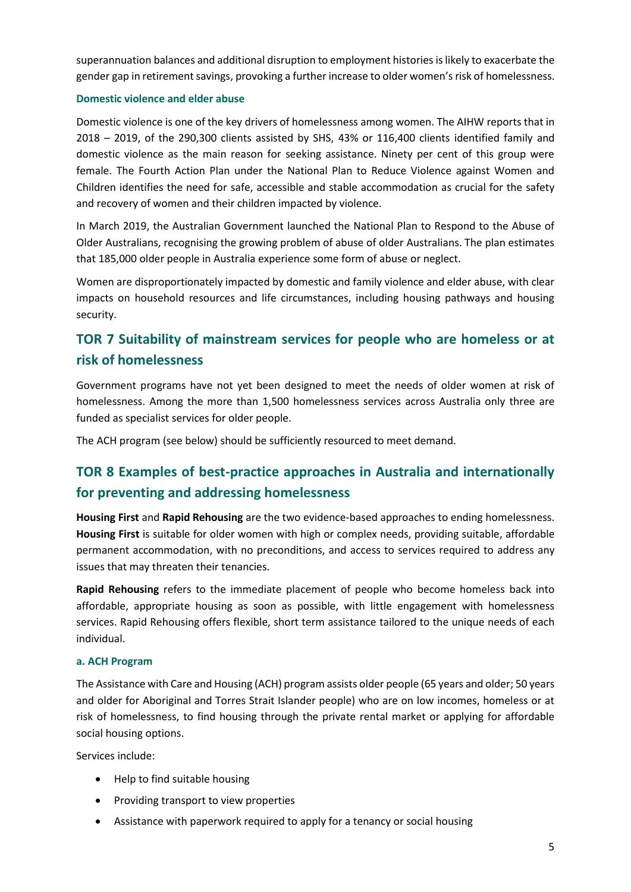superannuation balances and additional disruption to employment histories is likely to exacerbate the gender gap in retirement savings, provoking a further increase to older women's risk of homelessness.

### Domestic violence and elder abuse

Domestic violence is one of the key drivers of homelessness among women. The AIHW reports that in 2018 – 2019, of the 290,300 clients assisted by SHS, 43% or 116,400 clients identified family and domestic violence as the main reason for seeking assistance. Ninety per cent of this group were female. The Fourth Action Plan under the National Plan to Reduce Violence against Women and Children identifies the need for safe, accessible and stable accommodation as crucial for the safety and recovery of women and their children impacted by violence.

In March 2019, the Australian Government launched the National Plan to Respond to the Abuse of Older Australians, recognising the growing problem of abuse of older Australians. The plan estimates that 185,000 older people in Australia experience some form of abuse or neglect.

Women are disproportionately impacted by domestic and family violence and elder abuse, with clear impacts on household resources and life circumstances, including housing pathways and housing security.

## TOR 7 Suitability of mainstream services for people who are homeless or at risk of homelessness

Government programs have not yet been designed to meet the needs of older women at risk of homelessness. Among the more than 1,500 homelessness services across Australia only three are funded as specialist services for older people.

The ACH program (see below) should be sufficiently resourced to meet demand.

## TOR 8 Examples of best-practice approaches in Australia and internationally for preventing and addressing homelessness

**Housing First** and **Rapid Rehousing** are the two evidence-based approaches to ending homelessness. **Housing First** is suitable for older women with high or complex needs, providing suitable, affordable permanent accommodation, with no preconditions, and access to services required to address any issues that may threaten their tenancies.

**Rapid Rehousing** refers to the immediate placement of people who become homeless back into affordable, appropriate housing as soon as possible, with little engagement with homelessness services. Rapid Rehousing offers flexible, short term assistance tailored to the unique needs of each individual.

### a. ACH Program

The Assistance with Care and Housing (ACH) program assists older people (65 years and older; 50 years and older for Aboriginal and Torres Strait Islander people) who are on low incomes, homeless or at risk of homelessness, to find housing through the private rental market or applying for affordable social housing options.

Services include:

- Help to find suitable housing
- Providing transport to view properties
- Assistance with paperwork required to apply for a tenancy or social housing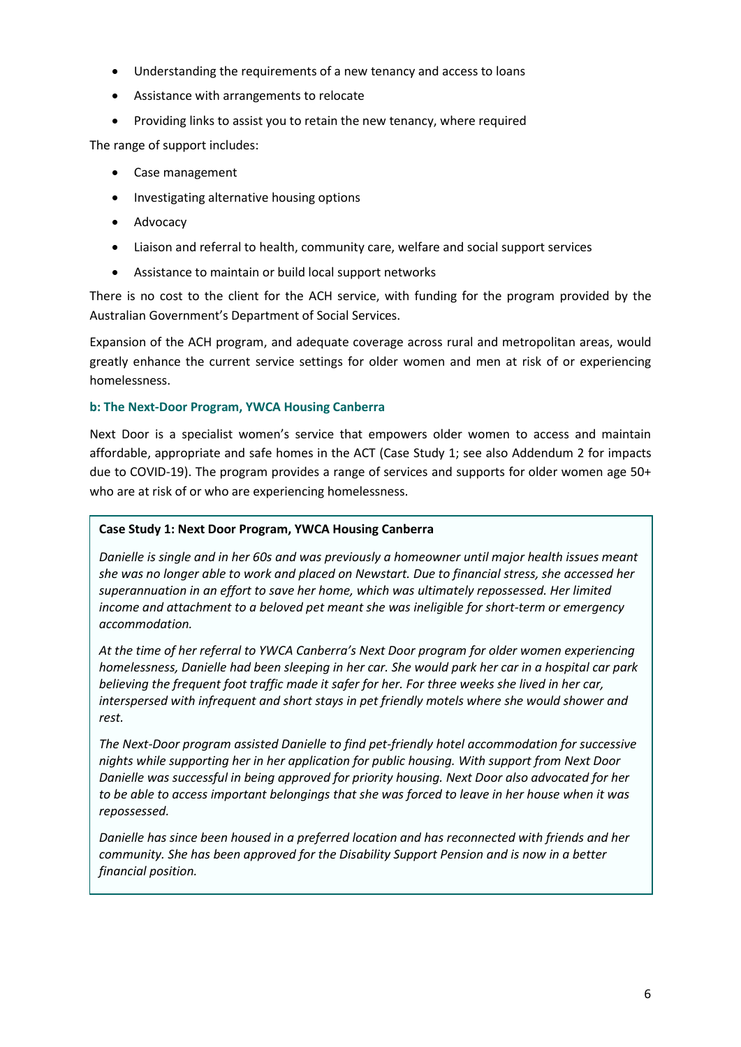- Understanding the requirements of a new tenancy and access to loans
- Assistance with arrangements to relocate
- Providing links to assist you to retain the new tenancy, where required

The range of support includes:

- Case management
- Investigating alternative housing options
- Advocacy
- Liaison and referral to health, community care, welfare and social support services
- Assistance to maintain or build local support networks

There is no cost to the client for the ACH service, with funding for the program provided by the Australian Government's Department of Social Services.

Expansion of the ACH program, and adequate coverage across rural and metropolitan areas, would greatly enhance the current service settings for older women and men at risk of or experiencing homelessness.

#### b: The Next-Door Program, YWCA Housing Canberra

Next Door is a specialist women's service that empowers older women to access and maintain affordable, appropriate and safe homes in the ACT (Case Study 1; see also Addendum 2 for impacts due to COVID-19). The program provides a range of services and supports for older women age 50+ who are at risk of or who are experiencing homelessness.

**Case Study 1: Next Door Program, YWCA Housing Canberra**

*Danielle is single and in her 60s and was previously a homeowner until major health issues meant she was no longer able to work and placed on Newstart. Due to financial stress, she accessed her superannuation in an effort to save her home, which was ultimately repossessed. Her limited income and attachment to a beloved pet meant she was ineligible for short-term or emergency accommodation.*

*At the time of her referral to YWCA Canberra's Next Door program for older women experiencing homelessness, Danielle had been sleeping in her car. She would park her car in a hospital car park believing the frequent foot traffic made it safer for her. For three weeks she lived in her car, interspersed with infrequent and short stays in pet friendly motels where she would shower and rest.*

*The Next-Door program assisted Danielle to find pet-friendly hotel accommodation for successive nights while supporting her in her application for public housing. With support from Next Door Danielle was successful in being approved for priority housing. Next Door also advocated for her to be able to access important belongings that she was forced to leave in her house when it was repossessed.*

*Danielle has since been housed in a preferred location and has reconnected with friends and her community. She has been approved for the Disability Support Pension and is now in a better financial position.*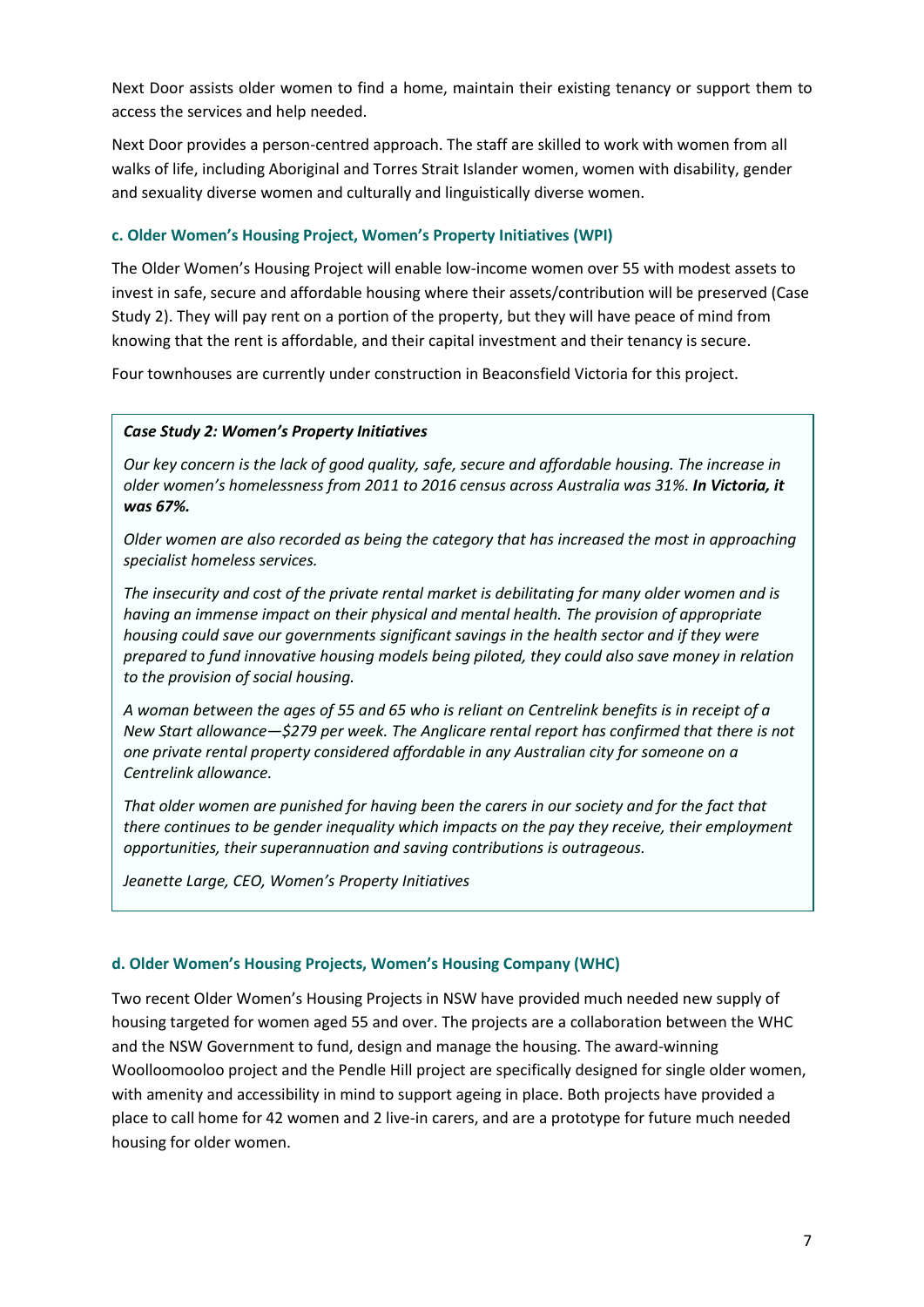Next Door assists older women to find a home, maintain their existing tenancy or support them to access the services and help needed.

Next Door provides a person-centred approach. The staff are skilled to work with women from all walks of life, including Aboriginal and Torres Strait Islander women, women with disability, gender and sexuality diverse women and culturally and linguistically diverse women.

#### c. Older Women's Housing Project, Women's Property Initiatives (WPI)

The Older Women's Housing Project will enable low-income women over 55 with modest assets to invest in safe, secure and affordable housing where their assets/contribution will be preserved (Case Study 2). They will pay rent on a portion of the property, but they will have peace of mind from knowing that the rent is affordable, and their capital investment and their tenancy is secure.

Four townhouses are currently under construction in Beaconsfield Victoria for this project.

> ***Case Study 2: Women's Property Initiatives***
>
> *Our key concern is the lack of good quality, safe, secure and affordable housing. The increase in older women's homelessness from 2011 to 2016 census across Australia was 31%.* ***In Victoria, it was 67%.***
>
> *Older women are also recorded as being the category that has increased the most in approaching specialist homeless services.*
>
> *The insecurity and cost of the private rental market is debilitating for many older women and is having an immense impact on their physical and mental health. The provision of appropriate housing could save our governments significant savings in the health sector and if they were prepared to fund innovative housing models being piloted, they could also save money in relation to the provision of social housing.*
>
> *A woman between the ages of 55 and 65 who is reliant on Centrelink benefits is in receipt of a New Start allowance—$279 per week. The Anglicare rental report has confirmed that there is not one private rental property considered affordable in any Australian city for someone on a Centrelink allowance.*
>
> *That older women are punished for having been the carers in our society and for the fact that there continues to be gender inequality which impacts on the pay they receive, their employment opportunities, their superannuation and saving contributions is outrageous.*
>
> *Jeanette Large, CEO, Women's Property Initiatives*

#### d. Older Women's Housing Projects, Women's Housing Company (WHC)

Two recent Older Women's Housing Projects in NSW have provided much needed new supply of housing targeted for women aged 55 and over. The projects are a collaboration between the WHC and the NSW Government to fund, design and manage the housing. The award-winning Woolloomooloo project and the Pendle Hill project are specifically designed for single older women, with amenity and accessibility in mind to support ageing in place. Both projects have provided a place to call home for 42 women and 2 live-in carers, and are a prototype for future much needed housing for older women.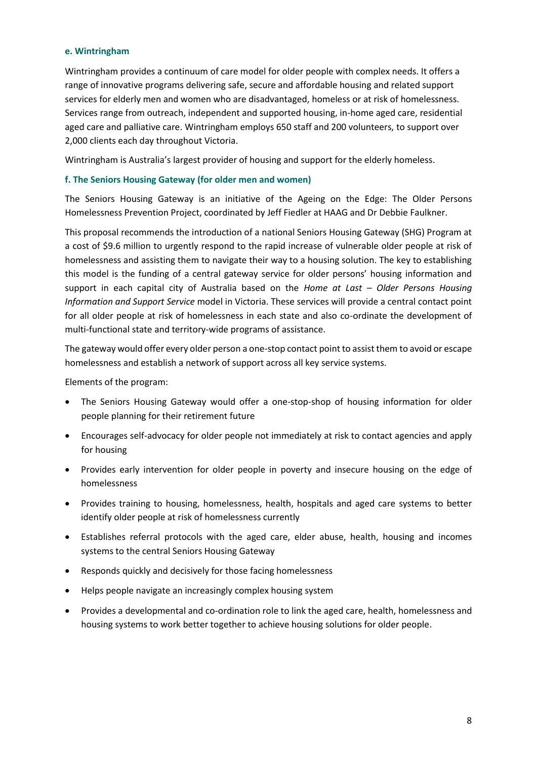### e. Wintringham

Wintringham provides a continuum of care model for older people with complex needs. It offers a range of innovative programs delivering safe, secure and affordable housing and related support services for elderly men and women who are disadvantaged, homeless or at risk of homelessness. Services range from outreach, independent and supported housing, in-home aged care, residential aged care and palliative care. Wintringham employs 650 staff and 200 volunteers, to support over 2,000 clients each day throughout Victoria.

Wintringham is Australia's largest provider of housing and support for the elderly homeless.

### f. The Seniors Housing Gateway (for older men and women)

The Seniors Housing Gateway is an initiative of the Ageing on the Edge: The Older Persons Homelessness Prevention Project, coordinated by Jeff Fiedler at HAAG and Dr Debbie Faulkner.

This proposal recommends the introduction of a national Seniors Housing Gateway (SHG) Program at a cost of $9.6 million to urgently respond to the rapid increase of vulnerable older people at risk of homelessness and assisting them to navigate their way to a housing solution. The key to establishing this model is the funding of a central gateway service for older persons' housing information and support in each capital city of Australia based on the *Home at Last – Older Persons Housing Information and Support Service* model in Victoria. These services will provide a central contact point for all older people at risk of homelessness in each state and also co-ordinate the development of multi-functional state and territory-wide programs of assistance.

The gateway would offer every older person a one-stop contact point to assist them to avoid or escape homelessness and establish a network of support across all key service systems.

Elements of the program:

- The Seniors Housing Gateway would offer a one-stop-shop of housing information for older people planning for their retirement future
- Encourages self-advocacy for older people not immediately at risk to contact agencies and apply for housing
- Provides early intervention for older people in poverty and insecure housing on the edge of homelessness
- Provides training to housing, homelessness, health, hospitals and aged care systems to better identify older people at risk of homelessness currently
- Establishes referral protocols with the aged care, elder abuse, health, housing and incomes systems to the central Seniors Housing Gateway
- Responds quickly and decisively for those facing homelessness
- Helps people navigate an increasingly complex housing system
- Provides a developmental and co-ordination role to link the aged care, health, homelessness and housing systems to work better together to achieve housing solutions for older people.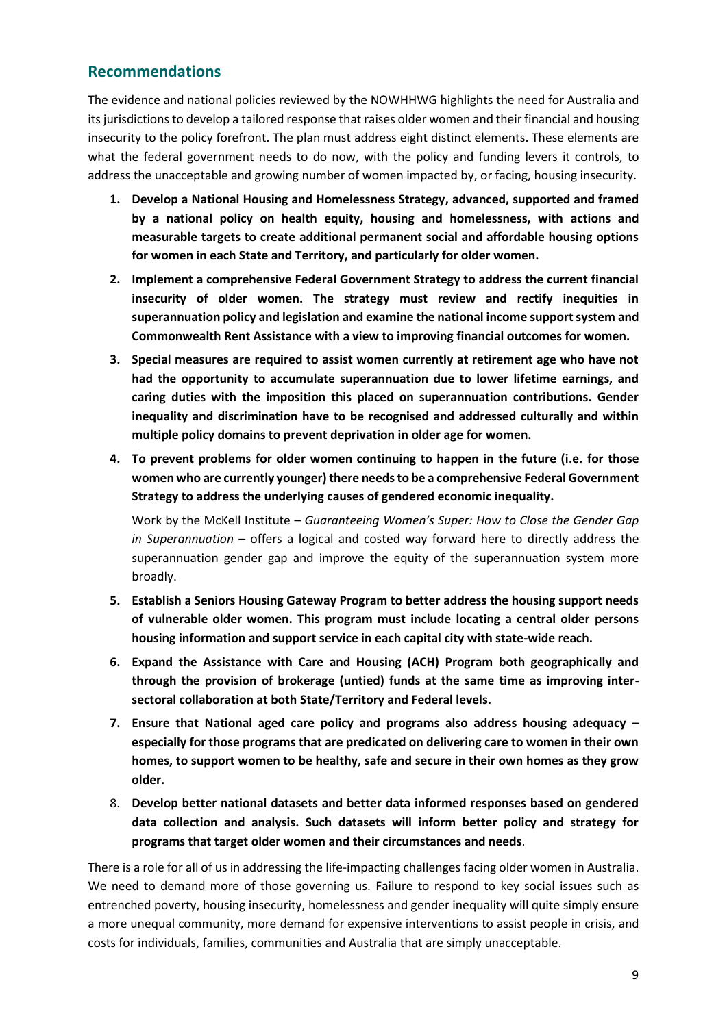## Recommendations

The evidence and national policies reviewed by the NOWHHWG highlights the need for Australia and its jurisdictions to develop a tailored response that raises older women and their financial and housing insecurity to the policy forefront. The plan must address eight distinct elements. These elements are what the federal government needs to do now, with the policy and funding levers it controls, to address the unacceptable and growing number of women impacted by, or facing, housing insecurity.

1. **Develop a National Housing and Homelessness Strategy, advanced, supported and framed by a national policy on health equity, housing and homelessness, with actions and measurable targets to create additional permanent social and affordable housing options for women in each State and Territory, and particularly for older women.**
2. **Implement a comprehensive Federal Government Strategy to address the current financial insecurity of older women. The strategy must review and rectify inequities in superannuation policy and legislation and examine the national income support system and Commonwealth Rent Assistance with a view to improving financial outcomes for women.**
3. **Special measures are required to assist women currently at retirement age who have not had the opportunity to accumulate superannuation due to lower lifetime earnings, and caring duties with the imposition this placed on superannuation contributions. Gender inequality and discrimination have to be recognised and addressed culturally and within multiple policy domains to prevent deprivation in older age for women.**
4. **To prevent problems for older women continuing to happen in the future (i.e. for those women who are currently younger) there needs to be a comprehensive Federal Government Strategy to address the underlying causes of gendered economic inequality.**

   Work by the McKell Institute – *Guaranteeing Women's Super: How to Close the Gender Gap in Superannuation* – offers a logical and costed way forward here to directly address the superannuation gender gap and improve the equity of the superannuation system more broadly.
5. **Establish a Seniors Housing Gateway Program to better address the housing support needs of vulnerable older women. This program must include locating a central older persons housing information and support service in each capital city with state-wide reach.**
6. **Expand the Assistance with Care and Housing (ACH) Program both geographically and through the provision of brokerage (untied) funds at the same time as improving inter-sectoral collaboration at both State/Territory and Federal levels.**
7. **Ensure that National aged care policy and programs also address housing adequacy – especially for those programs that are predicated on delivering care to women in their own homes, to support women to be healthy, safe and secure in their own homes as they grow older.**
8. **Develop better national datasets and better data informed responses based on gendered data collection and analysis. Such datasets will inform better policy and strategy for programs that target older women and their circumstances and needs**.

There is a role for all of us in addressing the life-impacting challenges facing older women in Australia. We need to demand more of those governing us. Failure to respond to key social issues such as entrenched poverty, housing insecurity, homelessness and gender inequality will quite simply ensure a more unequal community, more demand for expensive interventions to assist people in crisis, and costs for individuals, families, communities and Australia that are simply unacceptable.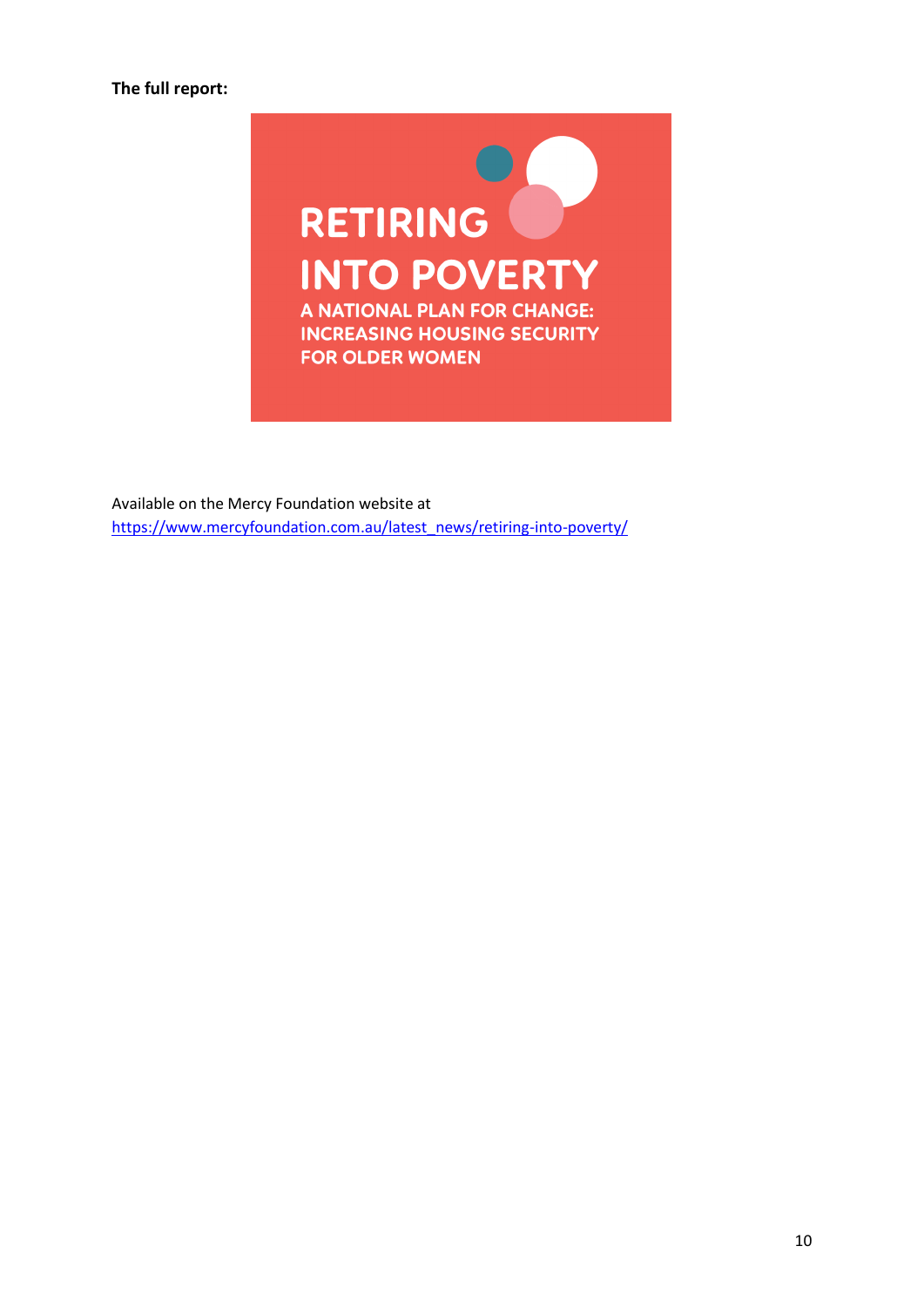**The full report:**

RETIRING INTO POVERTY

A NATIONAL PLAN FOR CHANGE: INCREASING HOUSING SECURITY FOR OLDER WOMEN

Available on the Mercy Foundation website at
https://www.mercyfoundation.com.au/latest_news/retiring-into-poverty/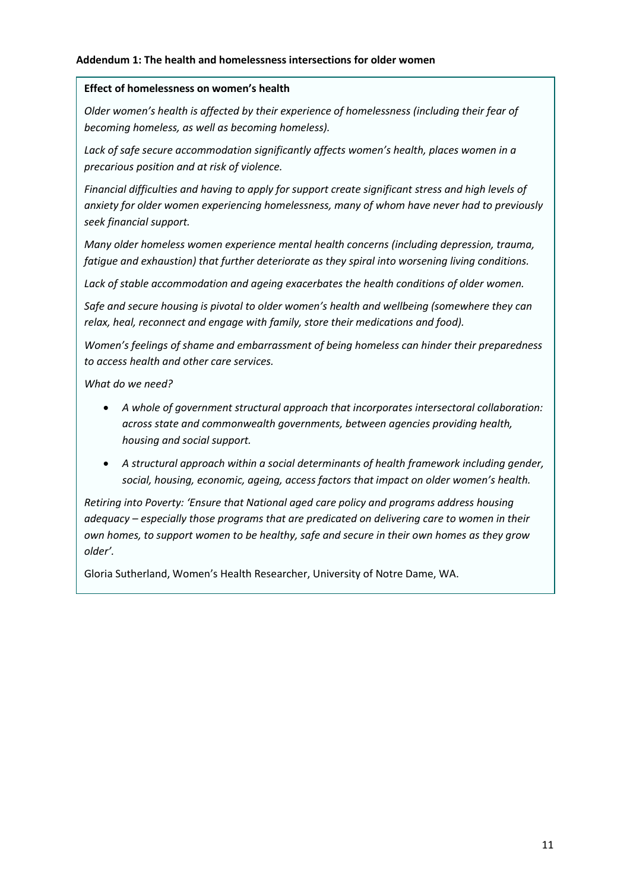**Addendum 1: The health and homelessness intersections for older women**

**Effect of homelessness on women's health**

*Older women's health is affected by their experience of homelessness (including their fear of becoming homeless, as well as becoming homeless).*

*Lack of safe secure accommodation significantly affects women's health, places women in a precarious position and at risk of violence.*

*Financial difficulties and having to apply for support create significant stress and high levels of anxiety for older women experiencing homelessness, many of whom have never had to previously seek financial support.*

*Many older homeless women experience mental health concerns (including depression, trauma, fatigue and exhaustion) that further deteriorate as they spiral into worsening living conditions.*

*Lack of stable accommodation and ageing exacerbates the health conditions of older women.*

*Safe and secure housing is pivotal to older women's health and wellbeing (somewhere they can relax, heal, reconnect and engage with family, store their medications and food).*

*Women's feelings of shame and embarrassment of being homeless can hinder their preparedness to access health and other care services.*

*What do we need?*

- *A whole of government structural approach that incorporates intersectoral collaboration: across state and commonwealth governments, between agencies providing health, housing and social support.*
- *A structural approach within a social determinants of health framework including gender, social, housing, economic, ageing, access factors that impact on older women's health.*

*Retiring into Poverty: 'Ensure that National aged care policy and programs address housing adequacy – especially those programs that are predicated on delivering care to women in their own homes, to support women to be healthy, safe and secure in their own homes as they grow older'.*

Gloria Sutherland, Women's Health Researcher, University of Notre Dame, WA.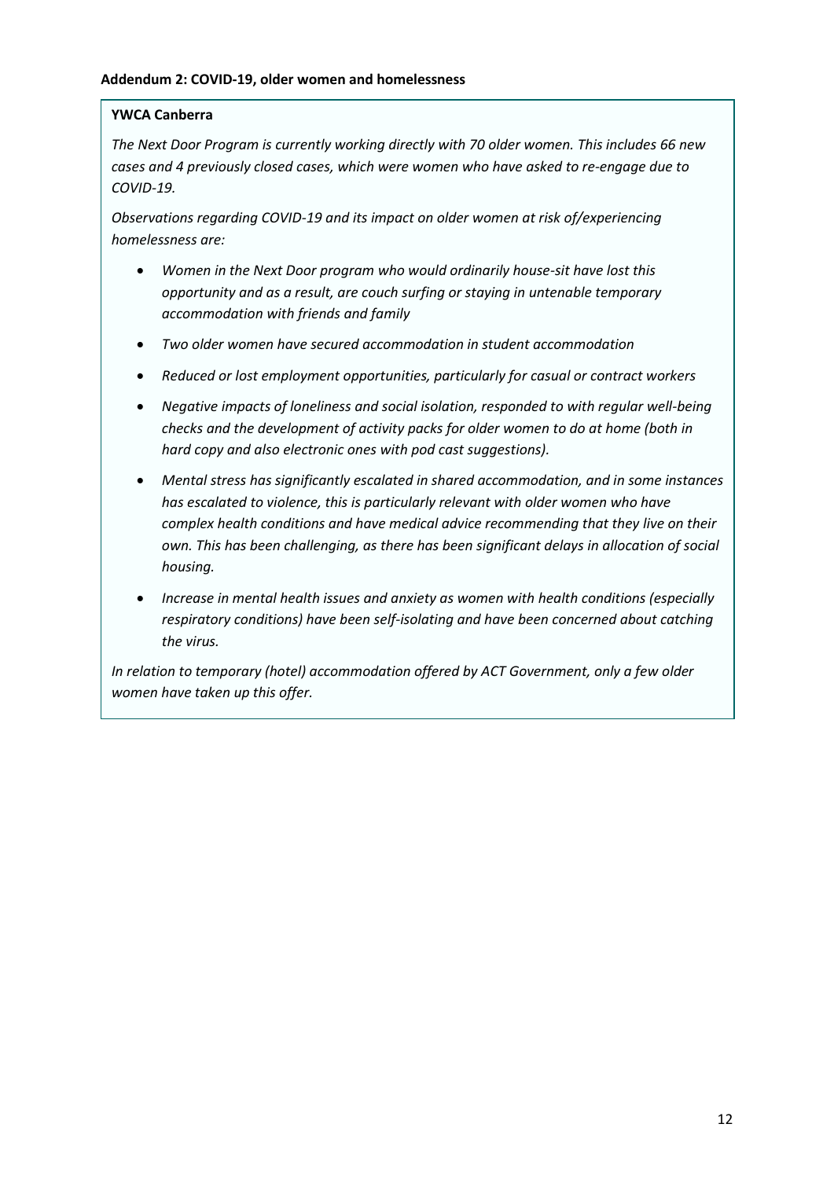**Addendum 2: COVID-19, older women and homelessness**

**YWCA Canberra**

*The Next Door Program is currently working directly with 70 older women. This includes 66 new cases and 4 previously closed cases, which were women who have asked to re-engage due to COVID-19.*

*Observations regarding COVID-19 and its impact on older women at risk of/experiencing homelessness are:*

- *Women in the Next Door program who would ordinarily house-sit have lost this opportunity and as a result, are couch surfing or staying in untenable temporary accommodation with friends and family*
- *Two older women have secured accommodation in student accommodation*
- *Reduced or lost employment opportunities, particularly for casual or contract workers*
- *Negative impacts of loneliness and social isolation, responded to with regular well-being checks and the development of activity packs for older women to do at home (both in hard copy and also electronic ones with pod cast suggestions).*
- *Mental stress has significantly escalated in shared accommodation, and in some instances has escalated to violence, this is particularly relevant with older women who have complex health conditions and have medical advice recommending that they live on their own. This has been challenging, as there has been significant delays in allocation of social housing.*
- *Increase in mental health issues and anxiety as women with health conditions (especially respiratory conditions) have been self-isolating and have been concerned about catching the virus.*

*In relation to temporary (hotel) accommodation offered by ACT Government, only a few older women have taken up this offer.*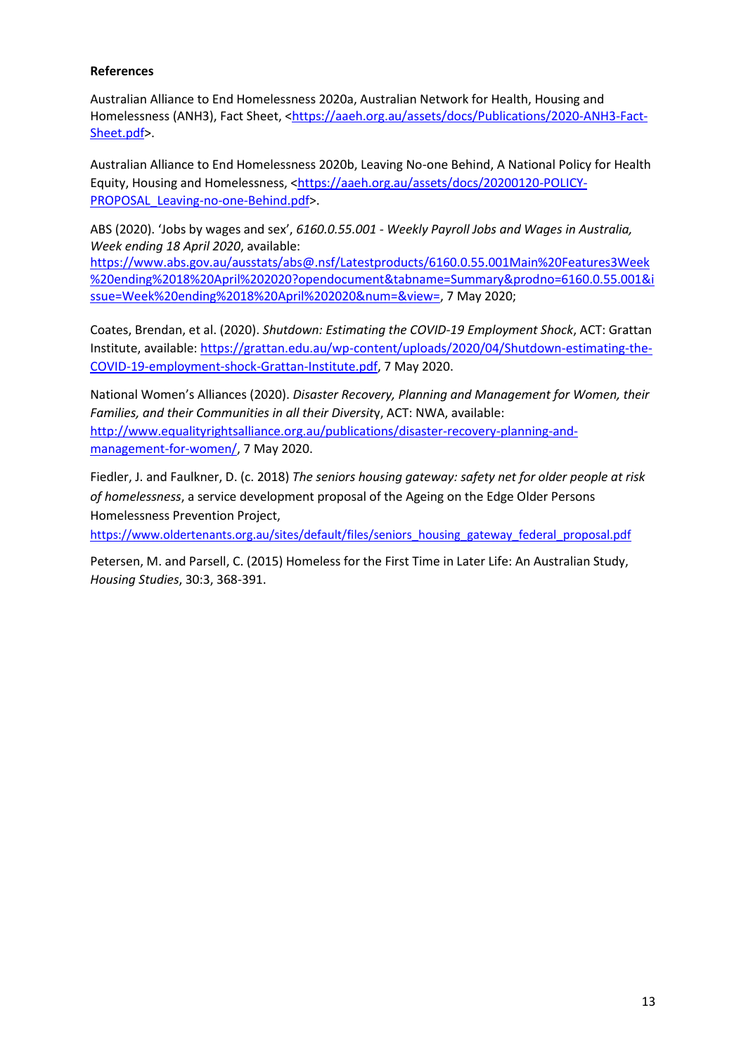**References**

Australian Alliance to End Homelessness 2020a, Australian Network for Health, Housing and Homelessness (ANH3), Fact Sheet, <https://aaeh.org.au/assets/docs/Publications/2020-ANH3-Fact-Sheet.pdf>.

Australian Alliance to End Homelessness 2020b, Leaving No-one Behind, A National Policy for Health Equity, Housing and Homelessness, <https://aaeh.org.au/assets/docs/20200120-POLICY-PROPOSAL_Leaving-no-one-Behind.pdf>.

ABS (2020). 'Jobs by wages and sex', *6160.0.55.001 - Weekly Payroll Jobs and Wages in Australia, Week ending 18 April 2020*, available: https://www.abs.gov.au/ausstats/abs@.nsf/Latestproducts/6160.0.55.001Main%20Features3Week%20ending%2018%20April%202020?opendocument&tabname=Summary&prodno=6160.0.55.001&issue=Week%20ending%2018%20April%202020&num=&view=, 7 May 2020;

Coates, Brendan, et al. (2020). *Shutdown: Estimating the COVID-19 Employment Shock*, ACT: Grattan Institute, available: https://grattan.edu.au/wp-content/uploads/2020/04/Shutdown-estimating-the-COVID-19-employment-shock-Grattan-Institute.pdf, 7 May 2020.

National Women's Alliances (2020). *Disaster Recovery, Planning and Management for Women, their Families, and their Communities in all their Diversit*y, ACT: NWA, available: http://www.equalityrightsalliance.org.au/publications/disaster-recovery-planning-and-management-for-women/, 7 May 2020.

Fiedler, J. and Faulkner, D. (c. 2018) *The seniors housing gateway: safety net for older people at risk of homelessness*, a service development proposal of the Ageing on the Edge Older Persons Homelessness Prevention Project, https://www.oldertenants.org.au/sites/default/files/seniors_housing_gateway_federal_proposal.pdf

Petersen, M. and Parsell, C. (2015) Homeless for the First Time in Later Life: An Australian Study, *Housing Studies*, 30:3, 368-391.